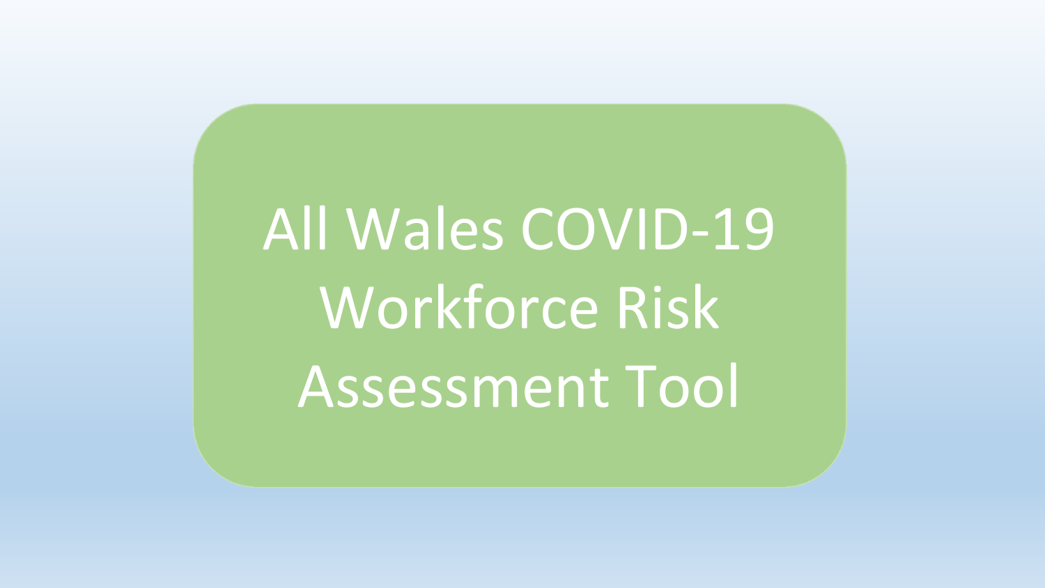# All Wales COVID-19 Workforce Risk Assessment Tool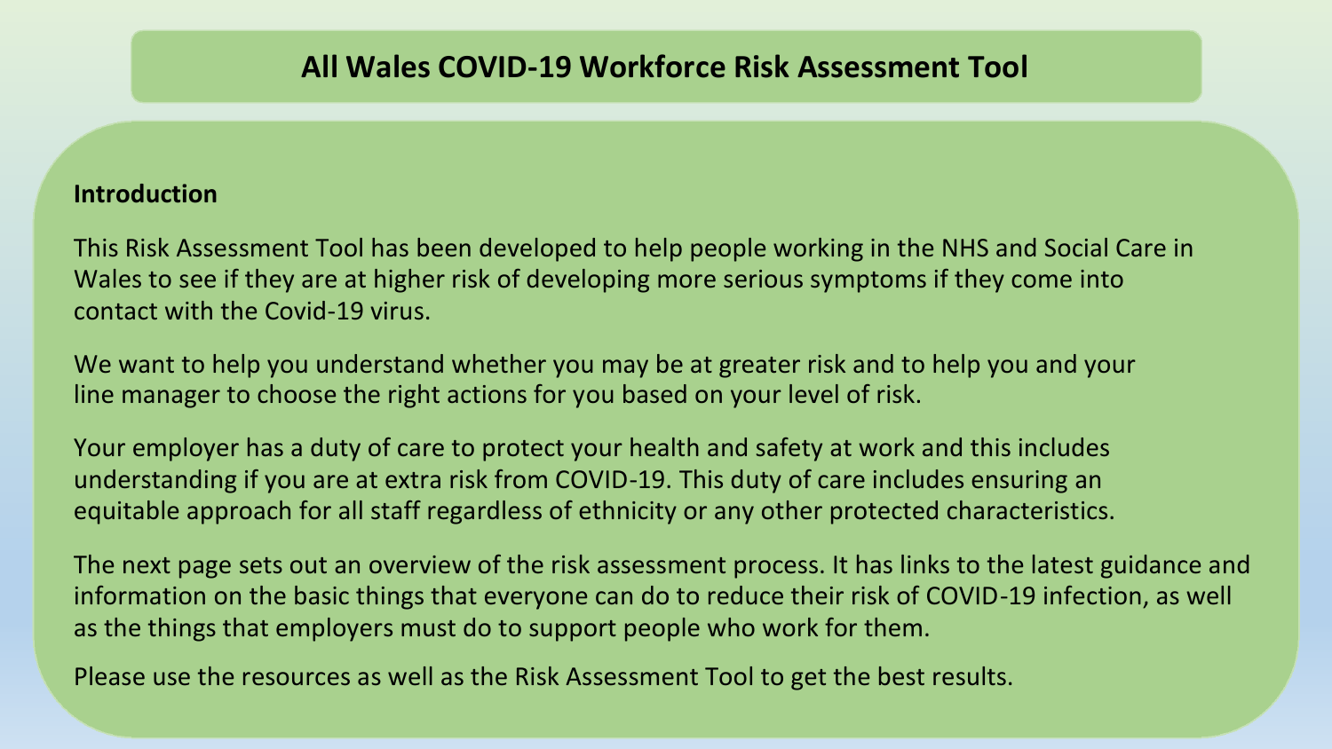# All Wales COVID-19 Workforce Risk Assessment Tool

## Introduction

This Risk Assessment Tool has been developed to help people working in the NHS and Social Care in Wales to see if they are at higher risk of developing more serious symptoms if they come into contact with the Covid-19 virus.

We want to help you understand whether you may be at greater risk and to help you and your line manager to choose the right actions for you based on your level of risk.

Your employer has a duty of care to protect your health and safety at work and this includes understanding if you are at extra risk from COVID-19. This duty of care includes ensuring an equitable approach for all staff regardless of ethnicity or any other protected characteristics.

The next page sets out an overview of the risk assessment process. It has links to the latest guidance and information on the basic things that everyone can do to reduce their risk of COVID-19 infection, as well as the things that employers must do to support people who work for them.

Please use the resources as well as the Risk Assessment Tool to get the best results.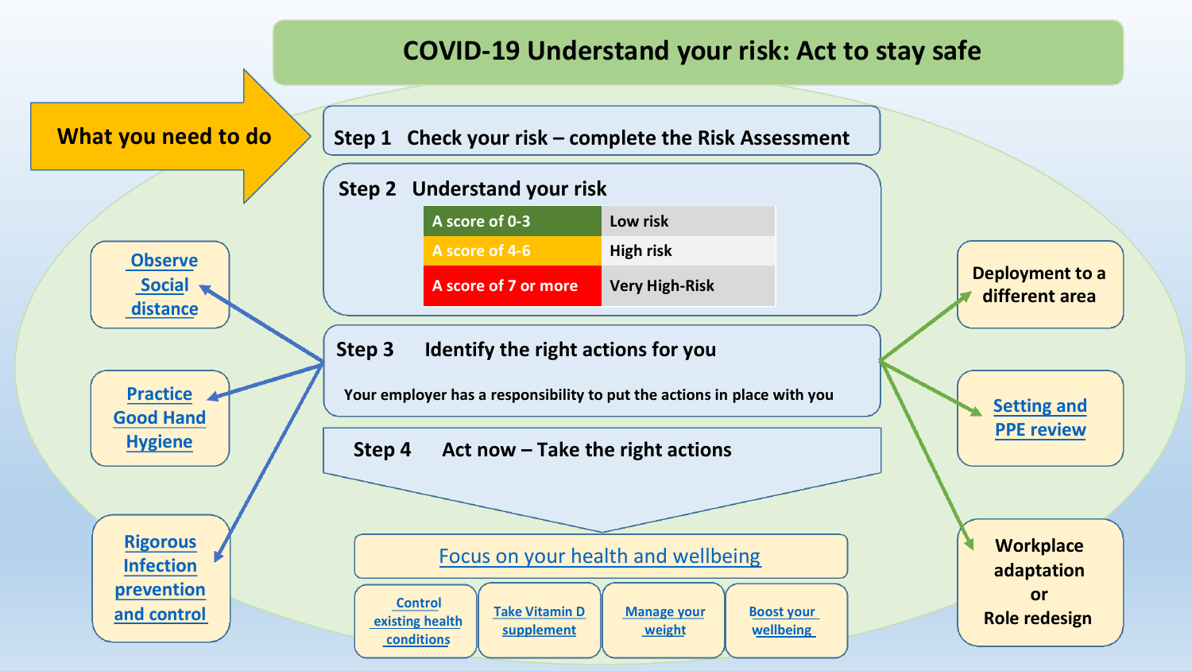# COVID-19 Understand your risk: Act to stay safe

**What you need to do**

**Step 1 Check your risk – complete the Risk Assessment**

**Step 2 Understand your risk**

| Score | Risk |
| --- | --- |
| A score of 0-3 | Low risk |
| A score of 4-6 | High risk |
| A score of 7 or more | Very High-Risk |

**Step 3 Identify the right actions for you**

Your employer has a responsibility to put the actions in place with you

- Observe Social distance
- Practice Good Hand Hygiene
- Rigorous Infection prevention and control
- Deployment to a different area
- Setting and PPE review
- Workplace adaptation or Role redesign

**Step 4 Act now – Take the right actions**

Focus on your health and wellbeing

- Control existing health conditions
- Take Vitamin D supplement
- Manage your weight
- Boost your wellbeing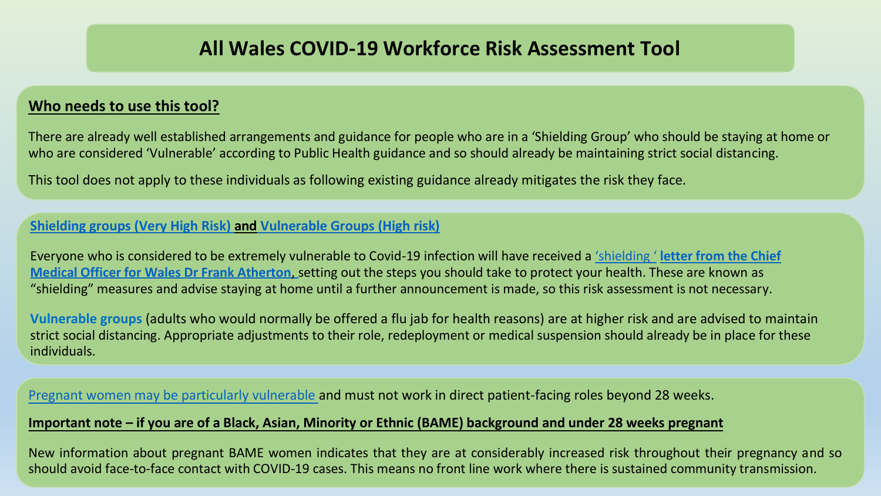# All Wales COVID-19 Workforce Risk Assessment Tool

## Who needs to use this tool?

There are already well established arrangements and guidance for people who are in a 'Shielding Group' who should be staying at home or who are considered 'Vulnerable' according to Public Health guidance and so should already be maintaining strict social distancing.

This tool does not apply to these individuals as following existing guidance already mitigates the risk they face.

## Shielding groups (Very High Risk) and Vulnerable Groups (High risk)

Everyone who is considered to be extremely vulnerable to Covid-19 infection will have received a 'shielding ' **letter from the Chief Medical Officer for Wales Dr Frank Atherton**, setting out the steps you should take to protect your health. These are known as "shielding" measures and advise staying at home until a further announcement is made, so this risk assessment is not necessary.

**Vulnerable groups** (adults who would normally be offered a flu jab for health reasons) are at higher risk and are advised to maintain strict social distancing. Appropriate adjustments to their role, redeployment or medical suspension should already be in place for these individuals.

Pregnant women may be particularly vulnerable and must not work in direct patient-facing roles beyond 28 weeks.

**Important note – if you are of a Black, Asian, Minority or Ethnic (BAME) background and under 28 weeks pregnant**

New information about pregnant BAME women indicates that they are at considerably increased risk throughout their pregnancy and so should avoid face-to-face contact with COVID-19 cases. This means no front line work where there is sustained community transmission.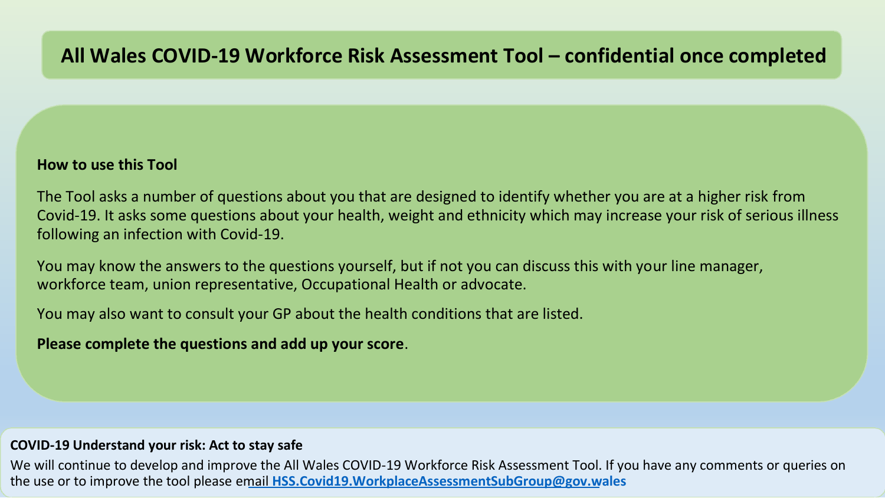# All Wales COVID-19 Workforce Risk Assessment Tool – confidential once completed

**How to use this Tool**

The Tool asks a number of questions about you that are designed to identify whether you are at a higher risk from Covid-19. It asks some questions about your health, weight and ethnicity which may increase your risk of serious illness following an infection with Covid-19.

You may know the answers to the questions yourself, but if not you can discuss this with your line manager, workforce team, union representative, Occupational Health or advocate.

You may also want to consult your GP about the health conditions that are listed.

**Please complete the questions and add up your score**.

**COVID-19 Understand your risk: Act to stay safe**

We will continue to develop and improve the All Wales COVID-19 Workforce Risk Assessment Tool. If you have any comments or queries on the use or to improve the tool please email **HSS.Covid19.WorkplaceAssessmentSubGroup@gov.wales**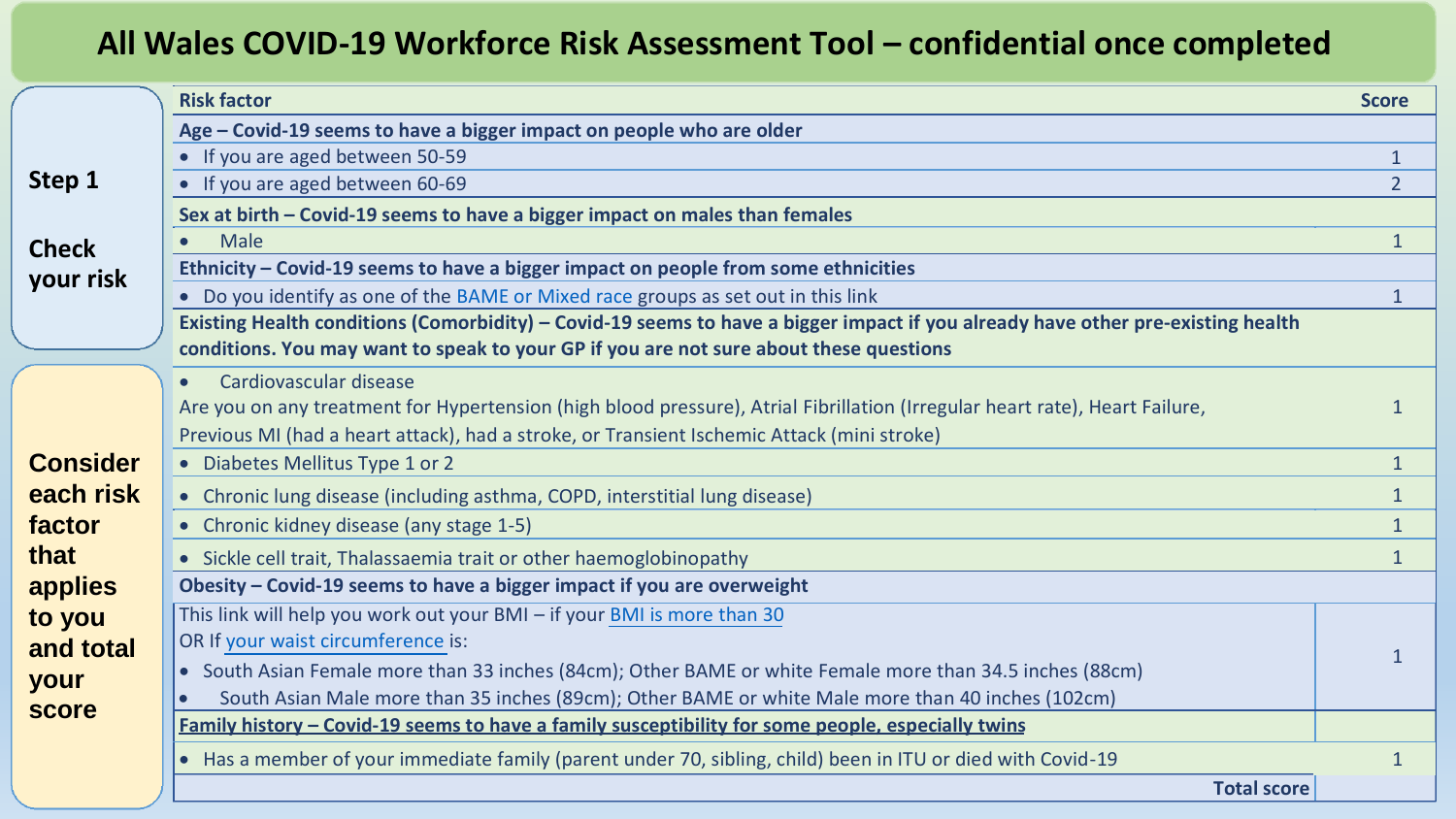# All Wales COVID-19 Workforce Risk Assessment Tool – confidential once completed

**Step 1**

**Check your risk**

**Consider each risk factor that applies to you and total your score**

| Risk factor | Score |
|---|---|
| **Age – Covid-19 seems to have a bigger impact on people who are older** | |
| • If you are aged between 50-59 | 1 |
| • If you are aged between 60-69 | 2 |
| **Sex at birth – Covid-19 seems to have a bigger impact on males than females** | |
| • Male | 1 |
| **Ethnicity – Covid-19 seems to have a bigger impact on people from some ethnicities** | |
| • Do you identify as one of the BAME or Mixed race groups as set out in this link | 1 |
| **Existing Health conditions (Comorbidity) – Covid-19 seems to have a bigger impact if you already have other pre-existing health conditions. You may want to speak to your GP if you are not sure about these questions** | |
| • Cardiovascular disease<br>Are you on any treatment for Hypertension (high blood pressure), Atrial Fibrillation (Irregular heart rate), Heart Failure, Previous MI (had a heart attack), had a stroke, or Transient Ischemic Attack (mini stroke) | 1 |
| • Diabetes Mellitus Type 1 or 2 | 1 |
| • Chronic lung disease (including asthma, COPD, interstitial lung disease) | 1 |
| • Chronic kidney disease (any stage 1-5) | 1 |
| • Sickle cell trait, Thalassaemia trait or other haemoglobinopathy | 1 |
| **Obesity – Covid-19 seems to have a bigger impact if you are overweight** | |
| This link will help you work out your BMI – if your BMI is more than 30<br>OR If your waist circumference is:<br>• South Asian Female more than 33 inches (84cm); Other BAME or white Female more than 34.5 inches (88cm)<br>• South Asian Male more than 35 inches (89cm); Other BAME or white Male more than 40 inches (102cm) | 1 |
| **Family history – Covid-19 seems to have a family susceptibility for some people, especially twins** | |
| • Has a member of your immediate family (parent under 70, sibling, child) been in ITU or died with Covid-19 | 1 |
| **Total score** | |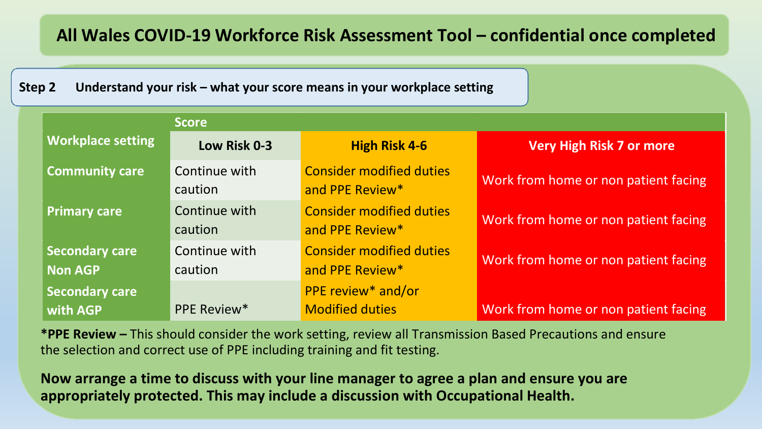# All Wales COVID-19 Workforce Risk Assessment Tool – confidential once completed

## Step 2 Understand your risk – what your score means in your workplace setting

| Workplace setting | Score | | |
|---|---|---|---|
| | **Low Risk 0-3** | **High Risk 4-6** | **Very High Risk 7 or more** |
| **Community care** | Continue with caution | Consider modified duties and PPE Review* | Work from home or non patient facing |
| **Primary care** | Continue with caution | Consider modified duties and PPE Review* | Work from home or non patient facing |
| **Secondary care Non AGP** | Continue with caution | Consider modified duties and PPE Review* | Work from home or non patient facing |
| **Secondary care with AGP** | PPE Review* | PPE review* and/or Modified duties | Work from home or non patient facing |

**\*PPE Review –** This should consider the work setting, review all Transmission Based Precautions and ensure the selection and correct use of PPE including training and fit testing.

**Now arrange a time to discuss with your line manager to agree a plan and ensure you are appropriately protected. This may include a discussion with Occupational Health.**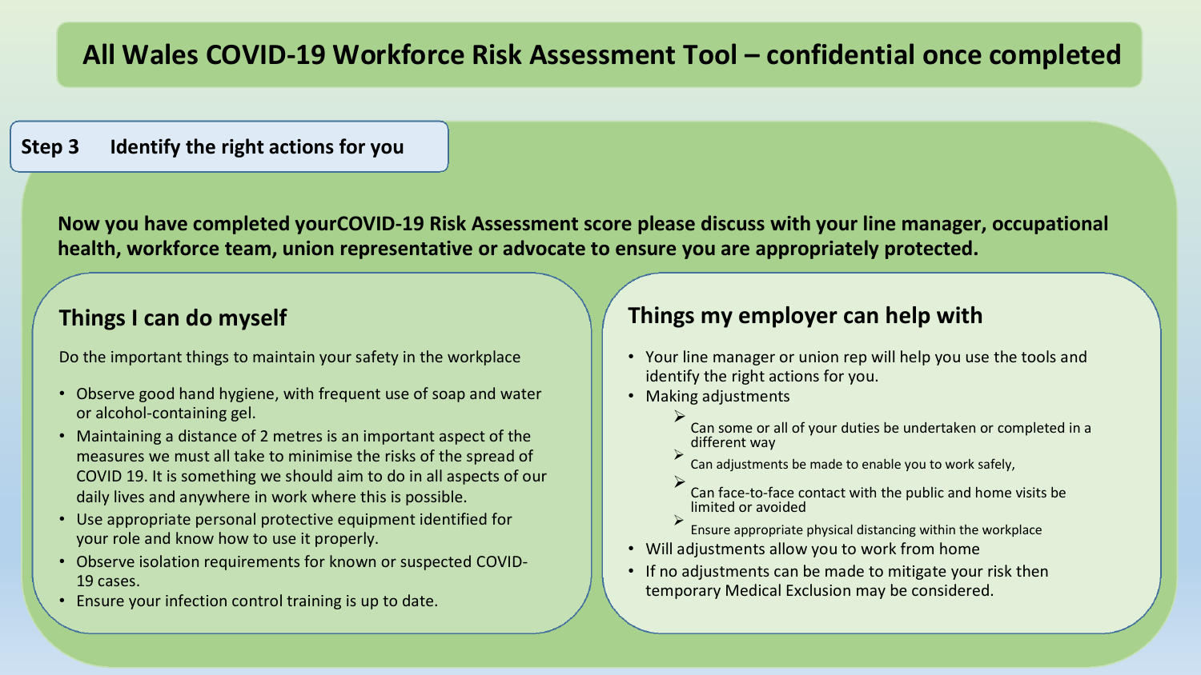# All Wales COVID-19 Workforce Risk Assessment Tool – confidential once completed

## Step 3 Identify the right actions for you

**Now you have completed yourCOVID-19 Risk Assessment score please discuss with your line manager, occupational health, workforce team, union representative or advocate to ensure you are appropriately protected.**

### Things I can do myself

Do the important things to maintain your safety in the workplace

- Observe good hand hygiene, with frequent use of soap and water or alcohol-containing gel.
- Maintaining a distance of 2 metres is an important aspect of the measures we must all take to minimise the risks of the spread of COVID 19. It is something we should aim to do in all aspects of our daily lives and anywhere in work where this is possible.
- Use appropriate personal protective equipment identified for your role and know how to use it properly.
- Observe isolation requirements for known or suspected COVID-19 cases.
- Ensure your infection control training is up to date.

### Things my employer can help with

- Your line manager or union rep will help you use the tools and identify the right actions for you.
- Making adjustments
  - Can some or all of your duties be undertaken or completed in a different way
  - Can adjustments be made to enable you to work safely,
  - Can face-to-face contact with the public and home visits be limited or avoided
  - Ensure appropriate physical distancing within the workplace
- Will adjustments allow you to work from home
- If no adjustments can be made to mitigate your risk then temporary Medical Exclusion may be considered.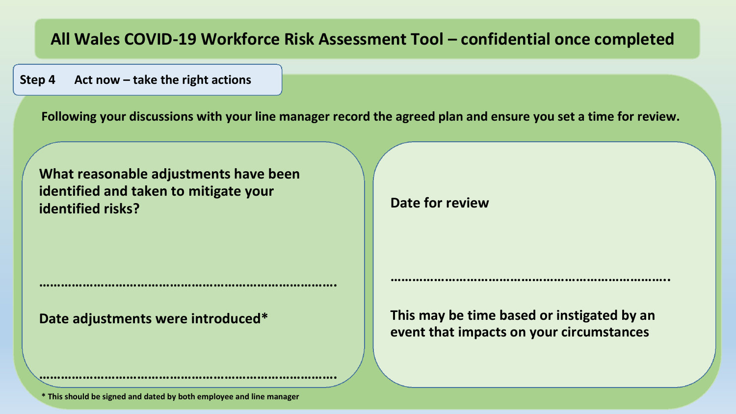# All Wales COVID-19 Workforce Risk Assessment Tool – confidential once completed

## Step 4 Act now – take the right actions

**Following your discussions with your line manager record the agreed plan and ensure you set a time for review.**

**What reasonable adjustments have been identified and taken to mitigate your identified risks?**

………………………………………………………………………….

**Date adjustments were introduced***

………………………………………………………………………….

**Date for review**

………………………………………………………………………..

**This may be time based or instigated by an event that impacts on your circumstances**

*** This should be signed and dated by both employee and line manager**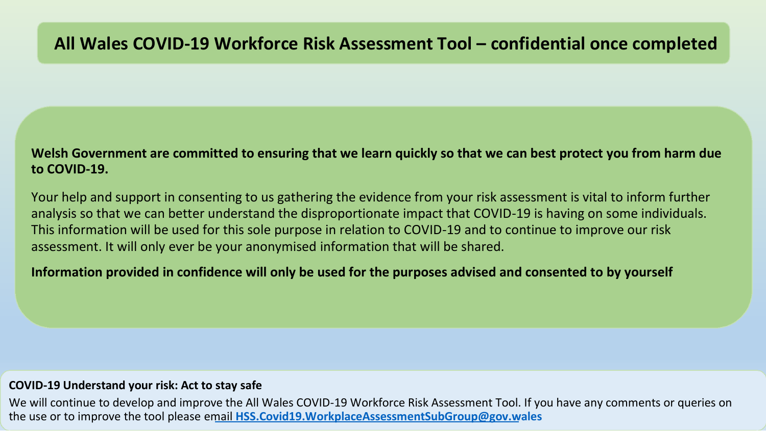# All Wales COVID-19 Workforce Risk Assessment Tool – confidential once completed

**Welsh Government are committed to ensuring that we learn quickly so that we can best protect you from harm due to COVID-19.**

Your help and support in consenting to us gathering the evidence from your risk assessment is vital to inform further analysis so that we can better understand the disproportionate impact that COVID-19 is having on some individuals. This information will be used for this sole purpose in relation to COVID-19 and to continue to improve our risk assessment. It will only ever be your anonymised information that will be shared.

**Information provided in confidence will only be used for the purposes advised and consented to by yourself**

**COVID-19 Understand your risk: Act to stay safe**

We will continue to develop and improve the All Wales COVID-19 Workforce Risk Assessment Tool. If you have any comments or queries on the use or to improve the tool please email **HSS.Covid19.WorkplaceAssessmentSubGroup@gov.wales**